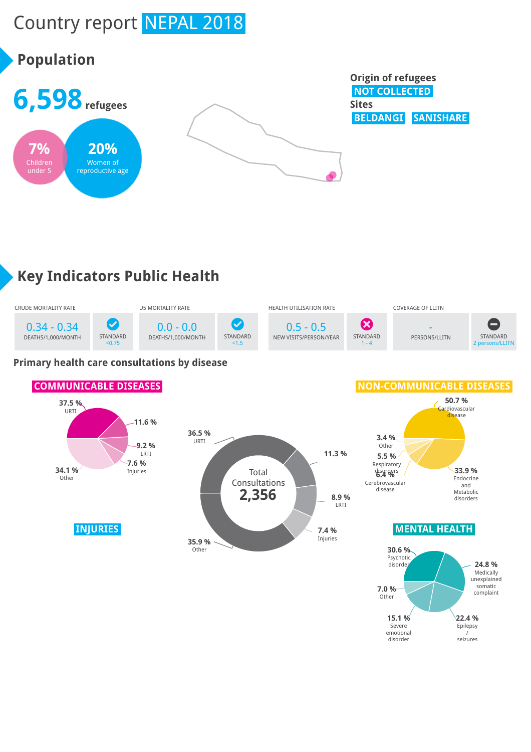# Country report NEPAL 2018

## Population

**6,598** refugees

**7%** Children under 5

**20%** Women of reproductive age

**Origin of refugees**
NOT COLLECTED

**Sites**
BELDANGI SANISHARE

## Key Indicators Public Health

| CRUDE MORTALITY RATE | | U5 MORTALITY RATE | | HEALTH UTILISATION RATE | | COVERAGE OF LLITN | |
|---|---|---|---|---|---|---|---|
| 0.34 - 0.34 DEATHS/1,000/MONTH | STANDARD <0.75 | 0.0 - 0.0 DEATHS/1,000/MONTH | STANDARD <1.5 | 0.5 - 0.5 NEW VISITS/PERSON/YEAR | STANDARD 1 - 4 | - PERSONS/LLITN | STANDARD 2 persons/LLITN |

### Primary health care consultations by disease

**Total Consultations 2,356**

- 36.5 % URTI
- 11.3 %
- 8.9 % LRTI
- 7.4 % Injuries
- 35.9 % Other

**COMMUNICABLE DISEASES**

- 37.5 % URTI
- 11.6 %
- 9.2 % LRTI
- 7.6 % Injuries
- 34.1 % Other

**INJURIES**

**NON-COMMUNICABLE DISEASES**

- 50.7 % Cardiovascular disease
- 33.9 % Endocrine and Metabolic disorders
- 6.4 % Cerebrovascular disease
- 5.5 % Respiratory disorders
- 3.4 % Other

**MENTAL HEALTH**

- 30.6 % Psychotic disorder
- 24.8 % Medically unexplained somatic complaint
- 22.4 % Epilepsy / seizures
- 15.1 % Severe emotional disorder
- 7.0 % Other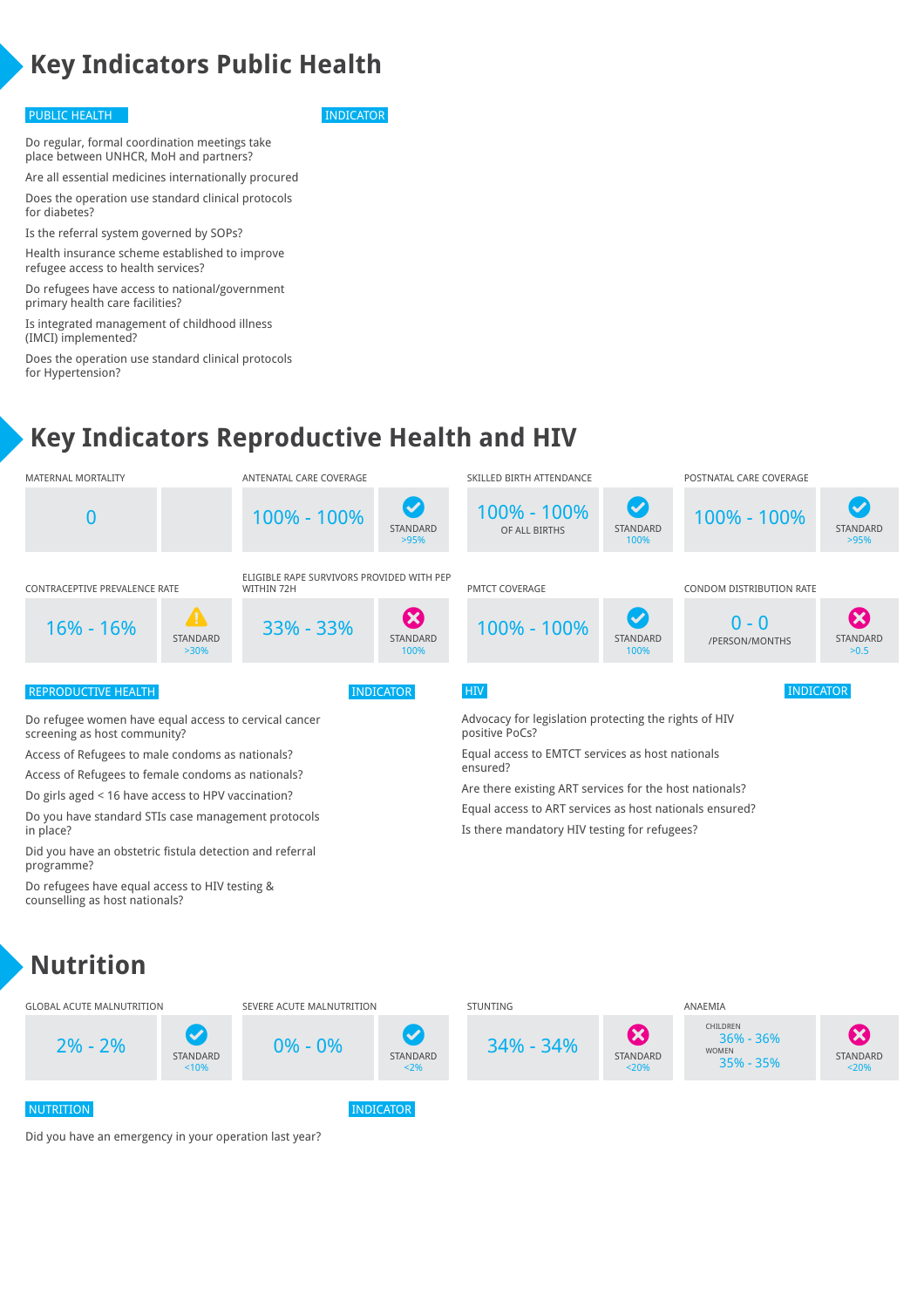# Key Indicators Public Health

| PUBLIC HEALTH | INDICATOR |
|---|---|
| Do regular, formal coordination meetings take place between UNHCR, MoH and partners? | |
| Are all essential medicines internationally procured | |
| Does the operation use standard clinical protocols for diabetes? | |
| Is the referral system governed by SOPs? | |
| Health insurance scheme established to improve refugee access to health services? | |
| Do refugees have access to national/government primary health care facilities? | |
| Is integrated management of childhood illness (IMCI) implemented? | |
| Does the operation use standard clinical protocols for Hypertension? | |

# Key Indicators Reproductive Health and HIV

| Indicator | Value | Standard |
|---|---|---|
| MATERNAL MORTALITY | 0 | |
| ANTENATAL CARE COVERAGE | 100% - 100% | STANDARD >95% (met) |
| SKILLED BIRTH ATTENDANCE | 100% - 100% OF ALL BIRTHS | STANDARD 100% (met) |
| POSTNATAL CARE COVERAGE | 100% - 100% | STANDARD >95% (met) |
| CONTRACEPTIVE PREVALENCE RATE | 16% - 16% | STANDARD >30% (warning) |
| ELIGIBLE RAPE SURVIVORS PROVIDED WITH PEP WITHIN 72H | 33% - 33% | STANDARD 100% (not met) |
| PMTCT COVERAGE | 100% - 100% | STANDARD 100% (met) |
| CONDOM DISTRIBUTION RATE | 0 - 0 /PERSON/MONTHS | STANDARD >0.5 (not met) |

| REPRODUCTIVE HEALTH | INDICATOR |
|---|---|
| Do refugee women have equal access to cervical cancer screening as host community? | |
| Access of Refugees to male condoms as nationals? | |
| Access of Refugees to female condoms as nationals? | |
| Do girls aged < 16 have access to HPV vaccination? | |
| Do you have standard STIs case management protocols in place? | |
| Did you have an obstetric fistula detection and referral programme? | |
| Do refugees have equal access to HIV testing & counselling as host nationals? | |

| HIV | INDICATOR |
|---|---|
| Advocacy for legislation protecting the rights of HIV positive PoCs? | |
| Equal access to EMTCT services as host nationals ensured? | |
| Are there existing ART services for the host nationals? | |
| Equal access to ART services as host nationals ensured? | |
| Is there mandatory HIV testing for refugees? | |

# Nutrition

| Indicator | Value | Standard |
|---|---|---|
| GLOBAL ACUTE MALNUTRITION | 2% - 2% | STANDARD <10% (met) |
| SEVERE ACUTE MALNUTRITION | 0% - 0% | STANDARD <2% (met) |
| STUNTING | 34% - 34% | STANDARD <20% (not met) |
| ANAEMIA | CHILDREN 36% - 36%; WOMEN 35% - 35% | STANDARD <20% (not met) |

| NUTRITION | INDICATOR |
|---|---|
| Did you have an emergency in your operation last year? | |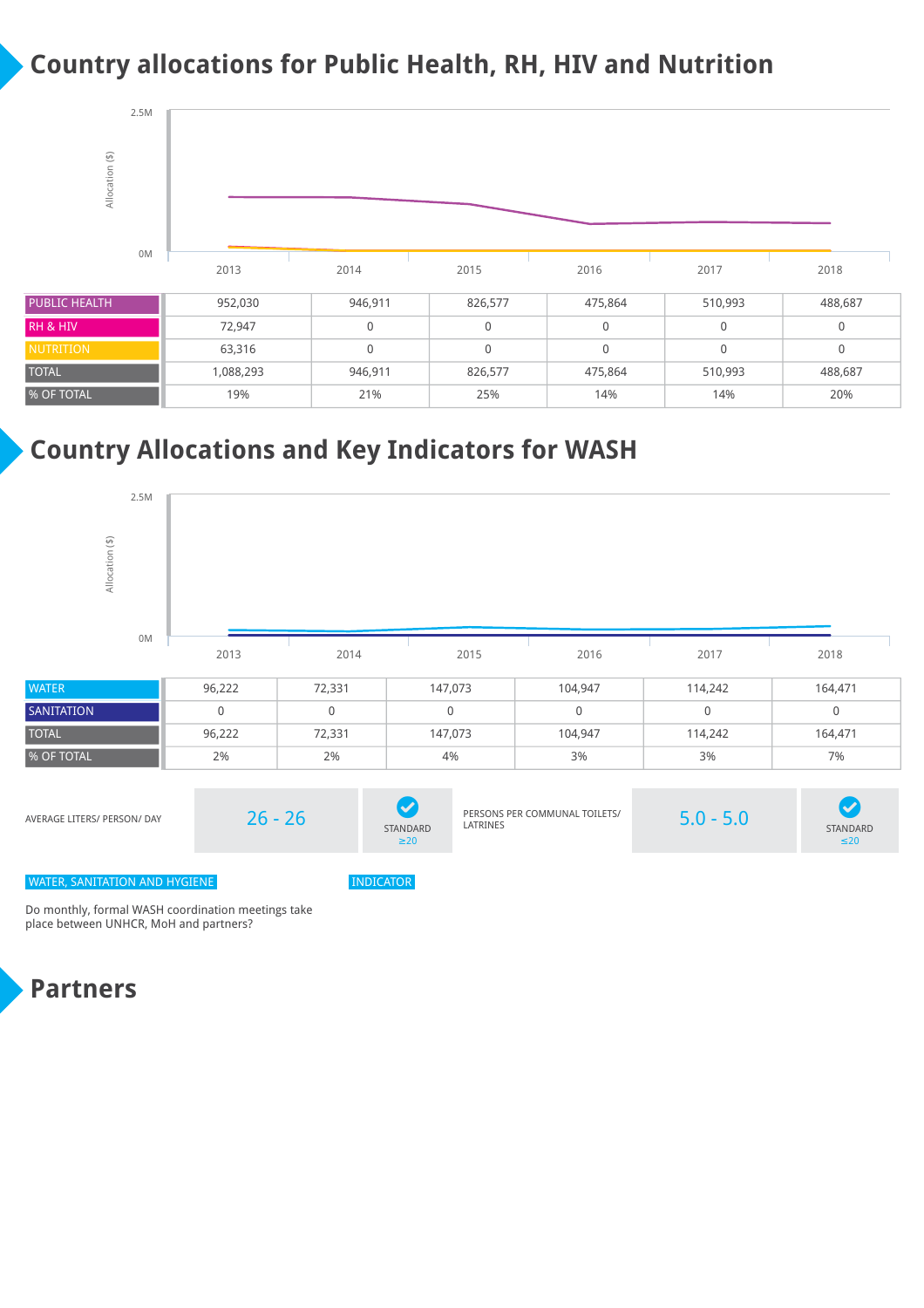## Country allocations for Public Health, RH, HIV and Nutrition

2.5M

0M

Allocation ($)

2013 2014 2015 2016 2017 2018

| | 2013 | 2014 | 2015 | 2016 | 2017 | 2018 |
|---|---|---|---|---|---|---|
| PUBLIC HEALTH | 952,030 | 946,911 | 826,577 | 475,864 | 510,993 | 488,687 |
| RH & HIV | 72,947 | 0 | 0 | 0 | 0 | 0 |
| NUTRITION | 63,316 | 0 | 0 | 0 | 0 | 0 |
| TOTAL | 1,088,293 | 946,911 | 826,577 | 475,864 | 510,993 | 488,687 |
| % OF TOTAL | 19% | 21% | 25% | 14% | 14% | 20% |

## Country Allocations and Key Indicators for WASH

2.5M

0M

Allocation ($)

2013 2014 2015 2016 2017 2018

| | 2013 | 2014 | 2015 | 2016 | 2017 | 2018 |
|---|---|---|---|---|---|---|
| WATER | 96,222 | 72,331 | 147,073 | 104,947 | 114,242 | 164,471 |
| SANITATION | 0 | 0 | 0 | 0 | 0 | 0 |
| TOTAL | 96,222 | 72,331 | 147,073 | 104,947 | 114,242 | 164,471 |
| % OF TOTAL | 2% | 2% | 4% | 3% | 3% | 7% |

| | | |
|---|---|---|
| AVERAGE LITERS/ PERSON/ DAY | 26 - 26 | STANDARD ≥20 |
| PERSONS PER COMMUNAL TOILETS/ LATRINES | 5.0 - 5.0 | STANDARD ≤20 |

| WATER, SANITATION AND HYGIENE | INDICATOR |
|---|---|
| Do monthly, formal WASH coordination meetings take place between UNHCR, MoH and partners? | |

## Partners